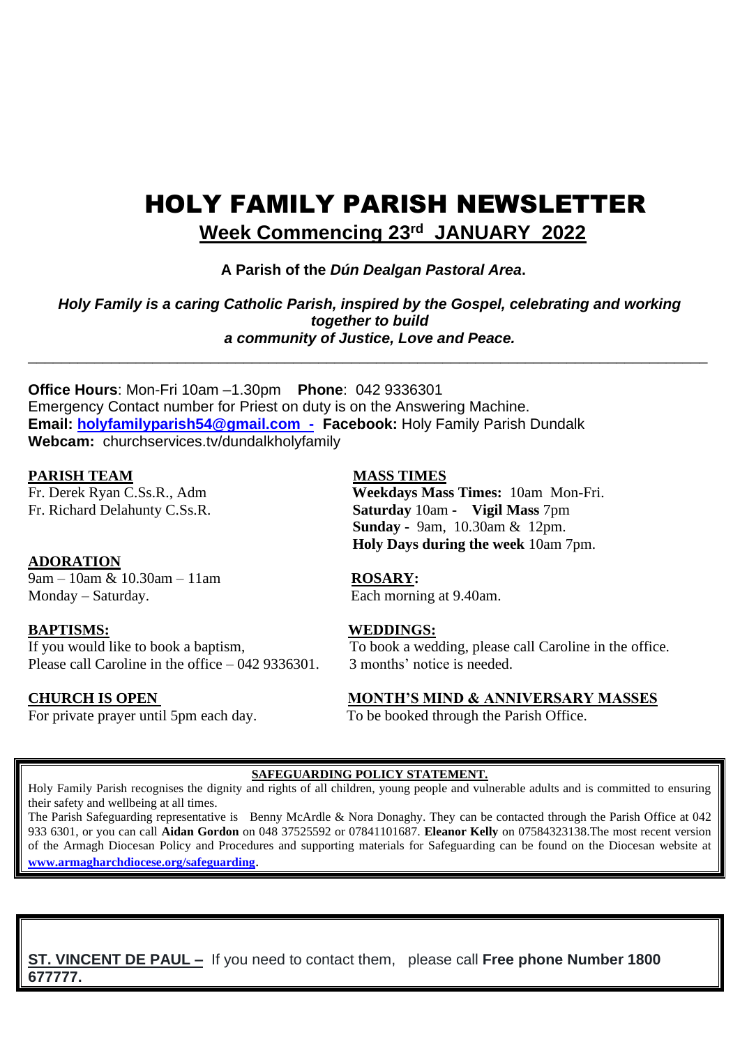# HOLY FAMILY PARISH NEWSLETTER

## Week Commencing 23rd JANUARY 2022

**A Parish of the *Dún Dealgan Pastoral Area*.**

***Holy Family is a caring Catholic Parish, inspired by the Gospel, celebrating and working together to build a community of Justice, Love and Peace.***

---

**Office Hours**: Mon-Fri 10am –1.30pm **Phone**: 042 9336301
Emergency Contact number for Priest on duty is on the Answering Machine.
**Email: holyfamilyparish54@gmail.com -** **Facebook:** Holy Family Parish Dundalk
**Webcam:** churchservices.tv/dundalkholyfamily

**PARISH TEAM**

Fr. Derek Ryan C.Ss.R., Adm
Fr. Richard Delahunty C.Ss.R.

**MASS TIMES**

**Weekdays Mass Times:** 10am Mon-Fri.
**Saturday** 10am - **Vigil Mass** 7pm
**Sunday -** 9am, 10.30am & 12pm.
**Holy Days during the week** 10am 7pm.

**ADORATION**

9am – 10am & 10.30am – 11am
Monday – Saturday.

**ROSARY:**

Each morning at 9.40am.

**BAPTISMS:**

If you would like to book a baptism,
Please call Caroline in the office – 042 9336301.

**WEDDINGS:**

To book a wedding, please call Caroline in the office.
3 months' notice is needed.

**CHURCH IS OPEN**

For private prayer until 5pm each day.

**MONTH'S MIND & ANNIVERSARY MASSES**

To be booked through the Parish Office.

---

**SAFEGUARDING POLICY STATEMENT.**

Holy Family Parish recognises the dignity and rights of all children, young people and vulnerable adults and is committed to ensuring their safety and wellbeing at all times.
The Parish Safeguarding representative is Benny McArdle & Nora Donaghy. They can be contacted through the Parish Office at 042 933 6301, or you can call **Aidan Gordon** on 048 37525592 or 07841101687. **Eleanor Kelly** on 07584323138.The most recent version of the Armagh Diocesan Policy and Procedures and supporting materials for Safeguarding can be found on the Diocesan website at **www.armagharchdiocese.org/safeguarding**.

---

**ST. VINCENT DE PAUL –** If you need to contact them, please call **Free phone Number 1800 677777.**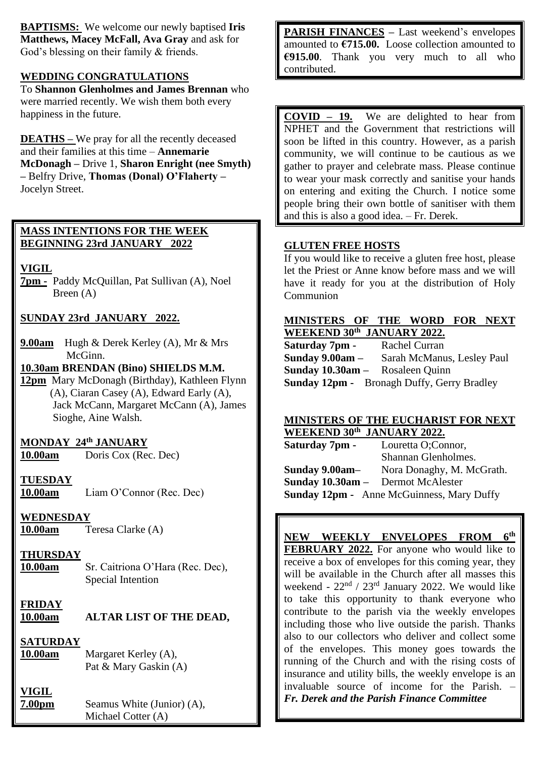**BAPTISMS:** We welcome our newly baptised **Iris Matthews, Macey McFall, Ava Gray** and ask for God's blessing on their family & friends.

**WEDDING CONGRATULATIONS**

To **Shannon Glenholmes and James Brennan** who were married recently. We wish them both every happiness in the future.

**DEATHS –** We pray for all the recently deceased and their families at this time – **Annemarie McDonagh –** Drive 1, **Sharon Enright (nee Smyth) –** Belfry Drive, **Thomas (Donal) O'Flaherty –** Jocelyn Street.

## MASS INTENTIONS FOR THE WEEK BEGINNING 23rd JANUARY 2022

**VIGIL**

**7pm -** Paddy McQuillan, Pat Sullivan (A), Noel Breen (A)

**SUNDAY 23rd JANUARY 2022.**

**9.00am** Hugh & Derek Kerley (A), Mr & Mrs McGinn.

**10.30am BRENDAN (Bino) SHIELDS M.M.**

**12pm** Mary McDonagh (Birthday), Kathleen Flynn (A), Ciaran Casey (A), Edward Early (A), Jack McCann, Margaret McCann (A), James Sioghe, Aine Walsh.

**MONDAY 24th JANUARY**

**10.00am** Doris Cox (Rec. Dec)

**TUESDAY**

**10.00am** Liam O'Connor (Rec. Dec)

**WEDNESDAY**

**10.00am** Teresa Clarke (A)

**THURSDAY**

**10.00am** Sr. Caitriona O'Hara (Rec. Dec), Special Intention

**FRIDAY**

**10.00am** **ALTAR LIST OF THE DEAD,**

**SATURDAY**

**10.00am** Margaret Kerley (A), Pat & Mary Gaskin (A)

**VIGIL**

**7.00pm** Seamus White (Junior) (A), Michael Cotter (A)

**PARISH FINANCES –** Last weekend's envelopes amounted to **€715.00.** Loose collection amounted to **€915.00**. Thank you very much to all who contributed.

**COVID – 19.** We are delighted to hear from NPHET and the Government that restrictions will soon be lifted in this country. However, as a parish community, we will continue to be cautious as we gather to prayer and celebrate mass. Please continue to wear your mask correctly and sanitise your hands on entering and exiting the Church. I notice some people bring their own bottle of sanitiser with them and this is also a good idea. – Fr. Derek.

**GLUTEN FREE HOSTS**

If you would like to receive a gluten free host, please let the Priest or Anne know before mass and we will have it ready for you at the distribution of Holy Communion

**MINISTERS OF THE WORD FOR NEXT WEEKEND 30th JANUARY 2022.**

**Saturday 7pm -** Rachel Curran
**Sunday 9.00am –** Sarah McManus, Lesley Paul
**Sunday 10.30am –** Rosaleen Quinn
**Sunday 12pm -** Bronagh Duffy, Gerry Bradley

**MINISTERS OF THE EUCHARIST FOR NEXT WEEKEND 30th JANUARY 2022.**

**Saturday 7pm -** Louretta O;Connor, Shannan Glenholmes.
**Sunday 9.00am–** Nora Donaghy, M. McGrath.
**Sunday 10.30am –** Dermot McAlester
**Sunday 12pm -** Anne McGuinness, Mary Duffy

**NEW WEEKLY ENVELOPES FROM 6th FEBRUARY 2022.** For anyone who would like to receive a box of envelopes for this coming year, they will be available in the Church after all masses this weekend - 22nd / 23rd January 2022. We would like to take this opportunity to thank everyone who contribute to the parish via the weekly envelopes including those who live outside the parish. Thanks also to our collectors who deliver and collect some of the envelopes. This money goes towards the running of the Church and with the rising costs of insurance and utility bills, the weekly envelope is an invaluable source of income for the Parish. – ***Fr. Derek and the Parish Finance Committee***